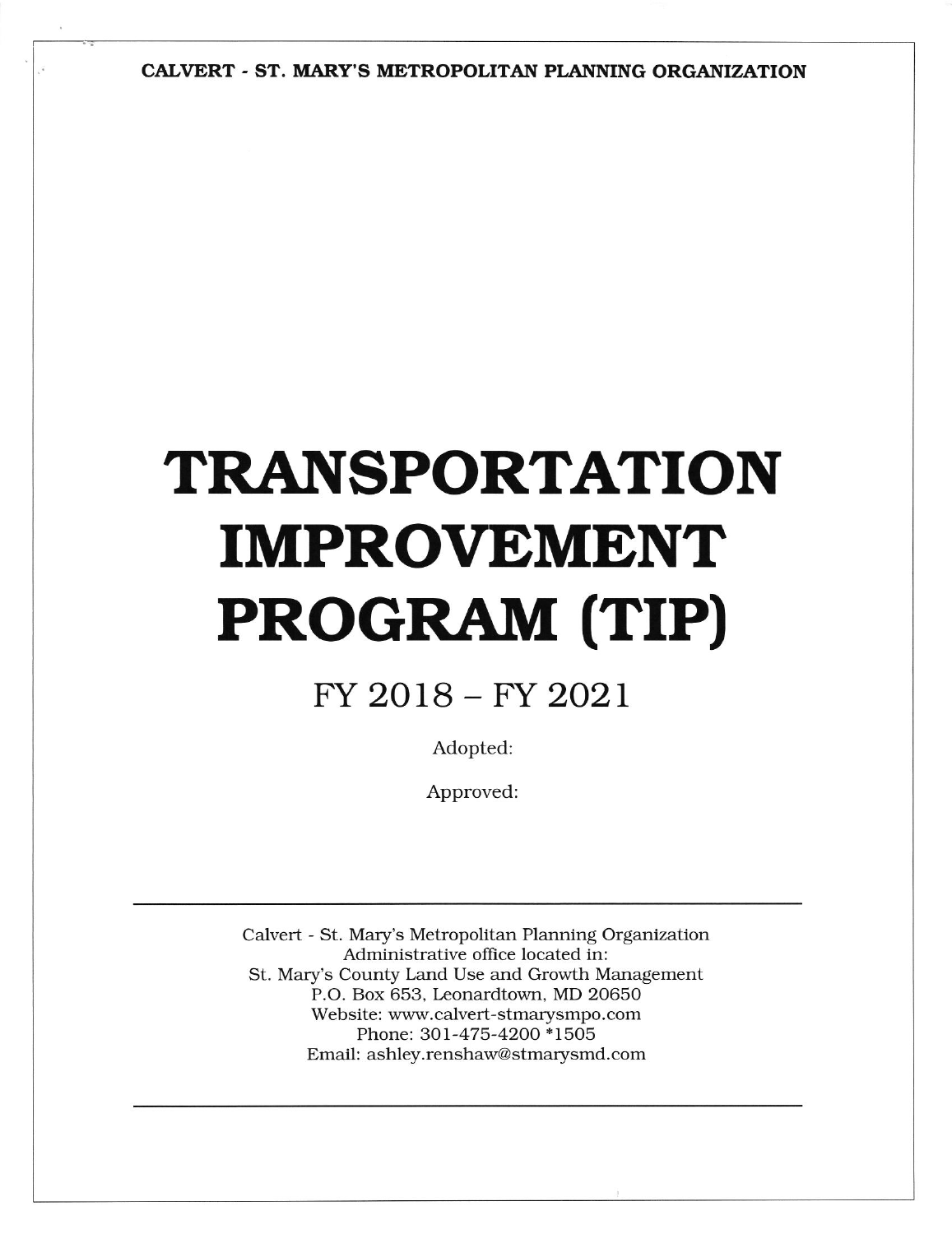**CALVERT - ST. MARY'S METROPOLITAN PLANNING ORGANIZATION**

# TRANSPORTATION IMPROVEMENT PROGRAM (TIP)

## FY 2018 – FY 2021

Adopted:

Approved:

---

Calvert - St. Mary's Metropolitan Planning Organization
Administrative office located in:
St. Mary's County Land Use and Growth Management
P.O. Box 653, Leonardtown, MD 20650
Website: www.calvert-stmarysmpo.com
Phone: 301-475-4200 *1505
Email: ashley.renshaw@stmarysmd.com

---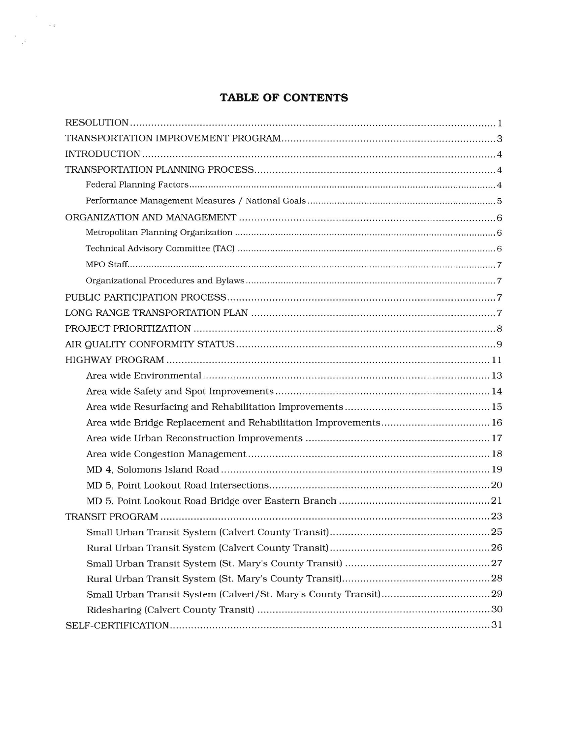# TABLE OF CONTENTS

RESOLUTION ........ 1

TRANSPORTATION IMPROVEMENT PROGRAM ........ 3

INTRODUCTION ........ 4

TRANSPORTATION PLANNING PROCESS ........ 4

- Federal Planning Factors ........ 4
- Performance Management Measures / National Goals ........ 5

ORGANIZATION AND MANAGEMENT ........ 6

- Metropolitan Planning Organization ........ 6
- Technical Advisory Committee (TAC) ........ 6
- MPO Staff ........ 7
- Organizational Procedures and Bylaws ........ 7

PUBLIC PARTICIPATION PROCESS ........ 7

LONG RANGE TRANSPORTATION PLAN ........ 7

PROJECT PRIORITIZATION ........ 8

AIR QUALITY CONFORMITY STATUS ........ 9

HIGHWAY PROGRAM ........ 11

- Area wide Environmental ........ 13
- Area wide Safety and Spot Improvements ........ 14
- Area wide Resurfacing and Rehabilitation Improvements ........ 15
- Area wide Bridge Replacement and Rehabilitation Improvements ........ 16
- Area wide Urban Reconstruction Improvements ........ 17
- Area wide Congestion Management ........ 18
- MD 4, Solomons Island Road ........ 19
- MD 5, Point Lookout Road Intersections ........ 20
- MD 5, Point Lookout Road Bridge over Eastern Branch ........ 21

TRANSIT PROGRAM ........ 23

- Small Urban Transit System (Calvert County Transit) ........ 25
- Rural Urban Transit System (Calvert County Transit) ........ 26
- Small Urban Transit System (St. Mary's County Transit) ........ 27
- Rural Urban Transit System (St. Mary's County Transit) ........ 28
- Small Urban Transit System (Calvert/St. Mary's County Transit) ........ 29
- Ridesharing (Calvert County Transit) ........ 30

SELF-CERTIFICATION ........ 31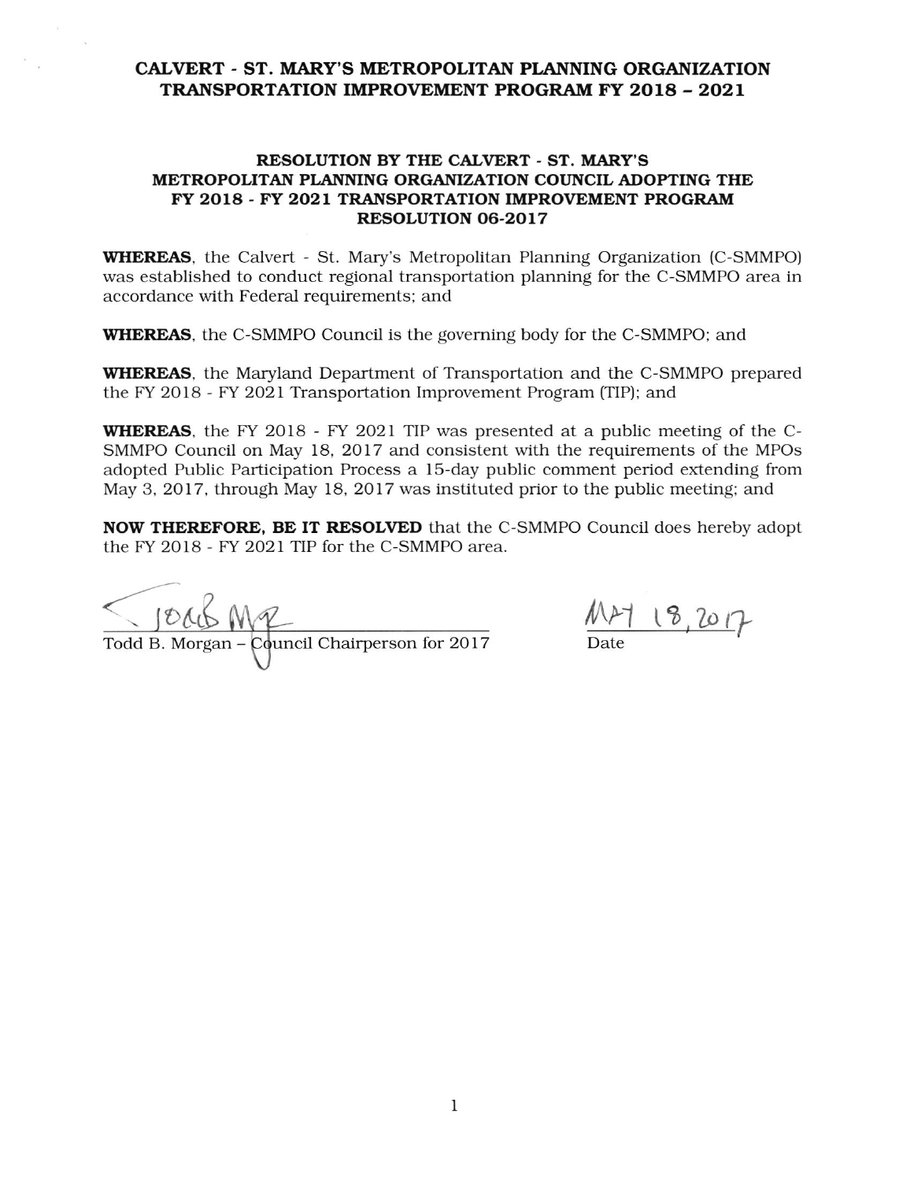# CALVERT - ST. MARY'S METROPOLITAN PLANNING ORGANIZATION TRANSPORTATION IMPROVEMENT PROGRAM FY 2018 – 2021

## RESOLUTION BY THE CALVERT - ST. MARY'S METROPOLITAN PLANNING ORGANIZATION COUNCIL ADOPTING THE FY 2018 - FY 2021 TRANSPORTATION IMPROVEMENT PROGRAM RESOLUTION 06-2017

**WHEREAS**, the Calvert - St. Mary's Metropolitan Planning Organization (C-SMMPO) was established to conduct regional transportation planning for the C-SMMPO area in accordance with Federal requirements; and

**WHEREAS**, the C-SMMPO Council is the governing body for the C-SMMPO; and

**WHEREAS**, the Maryland Department of Transportation and the C-SMMPO prepared the FY 2018 - FY 2021 Transportation Improvement Program (TIP); and

**WHEREAS**, the FY 2018 - FY 2021 TIP was presented at a public meeting of the C-SMMPO Council on May 18, 2017 and consistent with the requirements of the MPOs adopted Public Participation Process a 15-day public comment period extending from May 3, 2017, through May 18, 2017 was instituted prior to the public meeting; and

**NOW THEREFORE, BE IT RESOLVED** that the C-SMMPO Council does hereby adopt the FY 2018 - FY 2021 TIP for the C-SMMPO area.

Todd B. Morgan – Council Chairperson for 2017

MAY 18, 2017
Date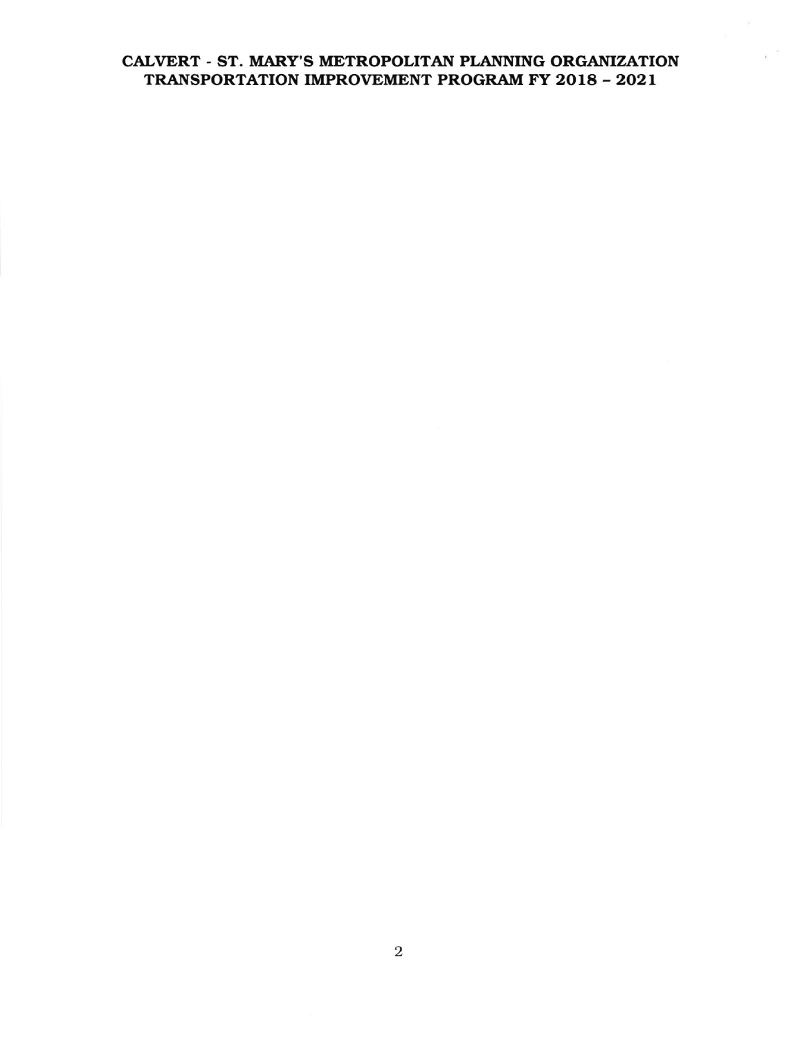**CALVERT - ST. MARY'S METROPOLITAN PLANNING ORGANIZATION**
**TRANSPORTATION IMPROVEMENT PROGRAM FY 2018 – 2021**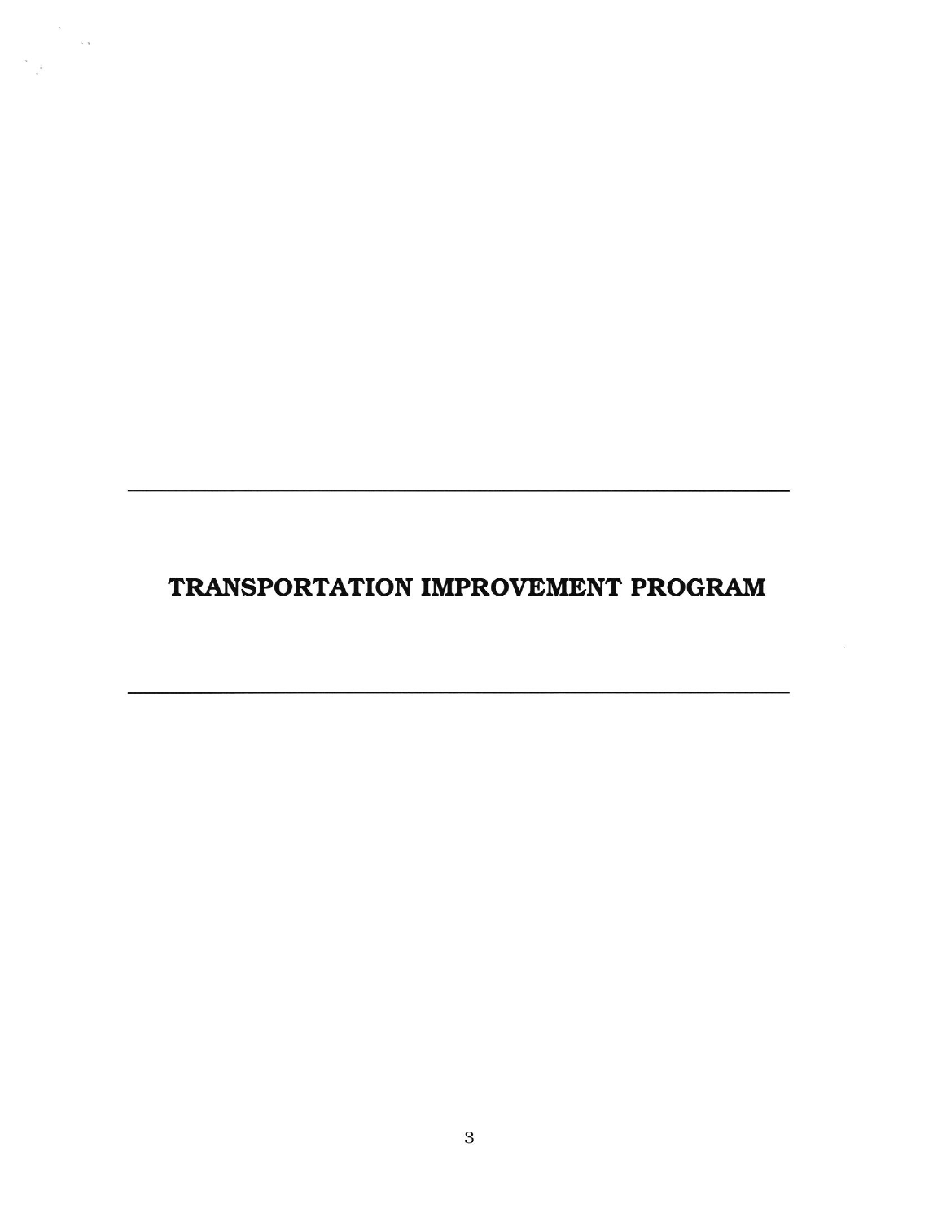# TRANSPORTATION IMPROVEMENT PROGRAM